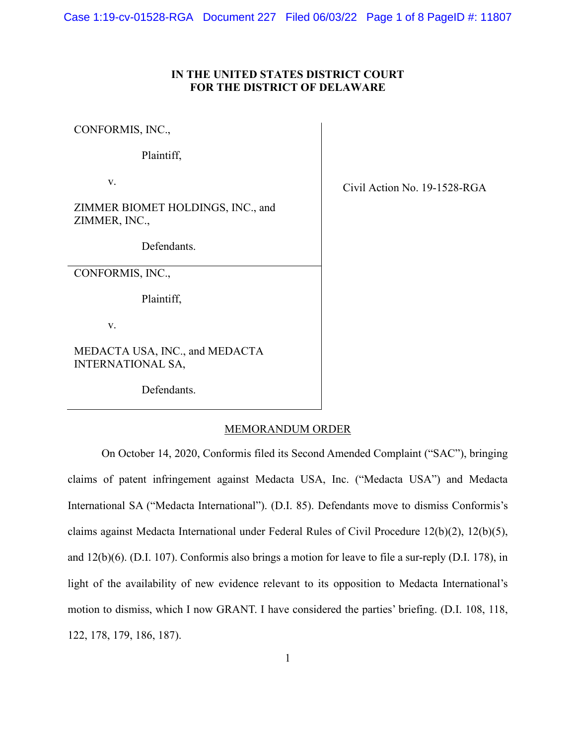IN THE UNITED STATES DISTRICT COURT
FOR THE DISTRICT OF DELAWARE

CONFORMIS, INC.,

Plaintiff,

v.

ZIMMER BIOMET HOLDINGS, INC., and ZIMMER, INC.,

Defendants.

CONFORMIS, INC.,

Plaintiff,

v.

MEDACTA USA, INC., and MEDACTA INTERNATIONAL SA,

Defendants.

Civil Action No. 19-1528-RGA

MEMORANDUM ORDER

On October 14, 2020, Conformis filed its Second Amended Complaint ("SAC"), bringing claims of patent infringement against Medacta USA, Inc. ("Medacta USA") and Medacta International SA ("Medacta International"). (D.I. 85). Defendants move to dismiss Conformis's claims against Medacta International under Federal Rules of Civil Procedure 12(b)(2), 12(b)(5), and 12(b)(6). (D.I. 107). Conformis also brings a motion for leave to file a sur-reply (D.I. 178), in light of the availability of new evidence relevant to its opposition to Medacta International's motion to dismiss, which I now GRANT. I have considered the parties' briefing. (D.I. 108, 118, 122, 178, 179, 186, 187).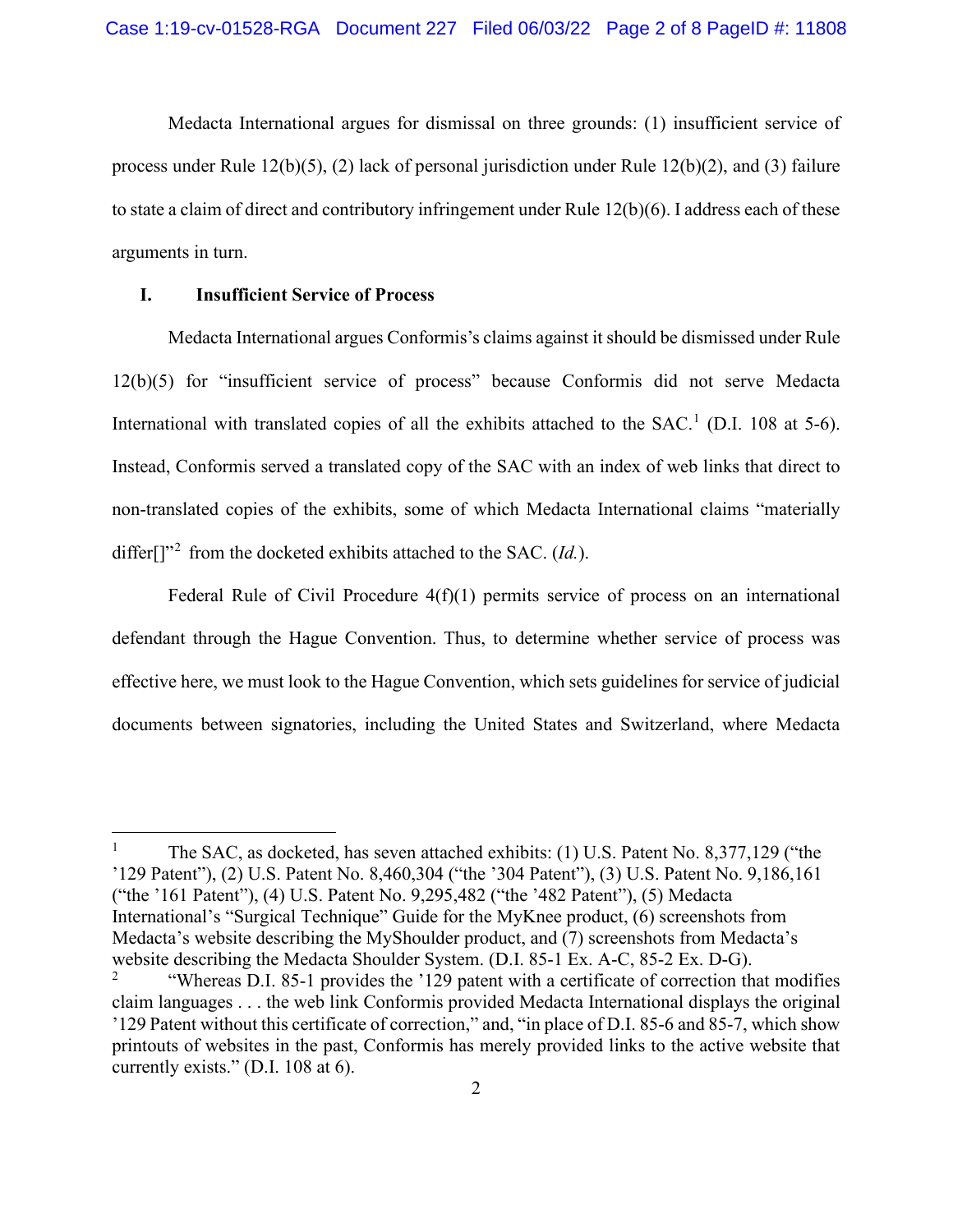Medacta International argues for dismissal on three grounds: (1) insufficient service of process under Rule 12(b)(5), (2) lack of personal jurisdiction under Rule 12(b)(2), and (3) failure to state a claim of direct and contributory infringement under Rule 12(b)(6). I address each of these arguments in turn.

## I. Insufficient Service of Process

Medacta International argues Conformis's claims against it should be dismissed under Rule 12(b)(5) for "insufficient service of process" because Conformis did not serve Medacta International with translated copies of all the exhibits attached to the SAC.[1] (D.I. 108 at 5-6). Instead, Conformis served a translated copy of the SAC with an index of web links that direct to non-translated copies of the exhibits, some of which Medacta International claims "materially differ[]"[2] from the docketed exhibits attached to the SAC. (*Id.*).

Federal Rule of Civil Procedure 4(f)(1) permits service of process on an international defendant through the Hague Convention. Thus, to determine whether service of process was effective here, we must look to the Hague Convention, which sets guidelines for service of judicial documents between signatories, including the United States and Switzerland, where Medacta

---

[1] The SAC, as docketed, has seven attached exhibits: (1) U.S. Patent No. 8,377,129 ("the '129 Patent"), (2) U.S. Patent No. 8,460,304 ("the '304 Patent"), (3) U.S. Patent No. 9,186,161 ("the '161 Patent"), (4) U.S. Patent No. 9,295,482 ("the '482 Patent"), (5) Medacta International's "Surgical Technique" Guide for the MyKnee product, (6) screenshots from Medacta's website describing the MyShoulder product, and (7) screenshots from Medacta's website describing the Medacta Shoulder System. (D.I. 85-1 Ex. A-C, 85-2 Ex. D-G).

[2] "Whereas D.I. 85-1 provides the '129 patent with a certificate of correction that modifies claim languages . . . the web link Conformis provided Medacta International displays the original '129 Patent without this certificate of correction," and, "in place of D.I. 85-6 and 85-7, which show printouts of websites in the past, Conformis has merely provided links to the active website that currently exists." (D.I. 108 at 6).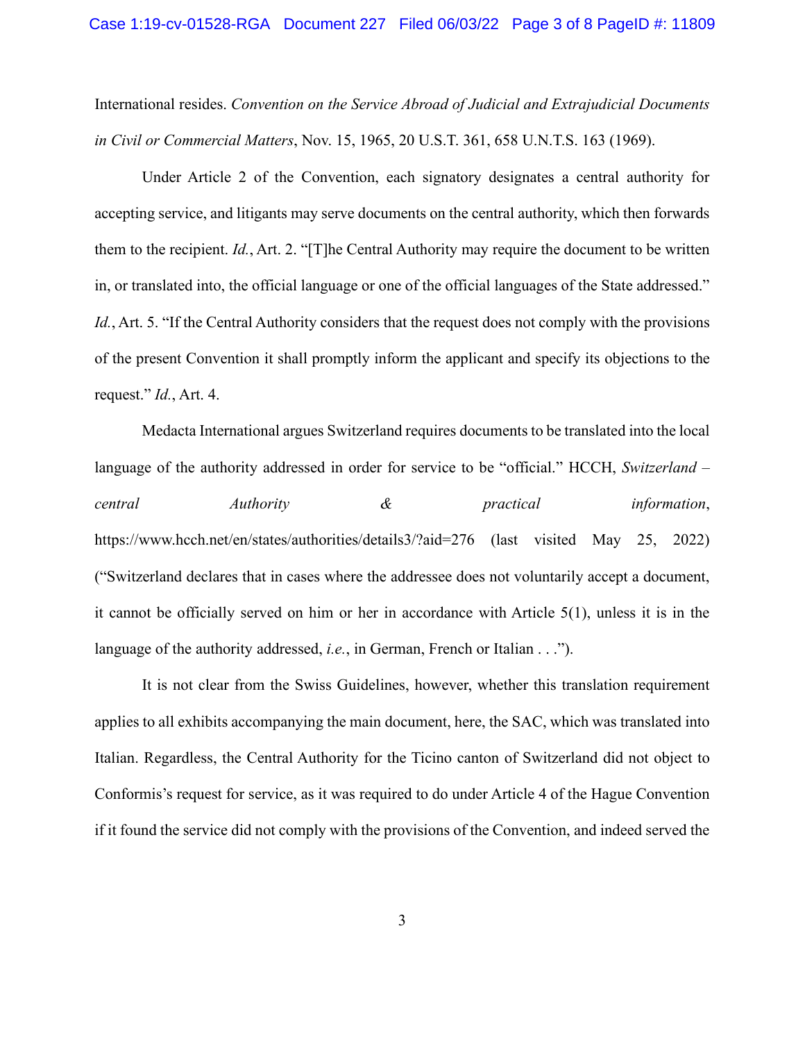International resides. *Convention on the Service Abroad of Judicial and Extrajudicial Documents in Civil or Commercial Matters*, Nov. 15, 1965, 20 U.S.T. 361, 658 U.N.T.S. 163 (1969).

Under Article 2 of the Convention, each signatory designates a central authority for accepting service, and litigants may serve documents on the central authority, which then forwards them to the recipient. *Id.*, Art. 2. "[T]he Central Authority may require the document to be written in, or translated into, the official language or one of the official languages of the State addressed." *Id.*, Art. 5. "If the Central Authority considers that the request does not comply with the provisions of the present Convention it shall promptly inform the applicant and specify its objections to the request." *Id.*, Art. 4.

Medacta International argues Switzerland requires documents to be translated into the local language of the authority addressed in order for service to be "official." HCCH, *Switzerland – central Authority & practical information*, https://www.hcch.net/en/states/authorities/details3/?aid=276 (last visited May 25, 2022) ("Switzerland declares that in cases where the addressee does not voluntarily accept a document, it cannot be officially served on him or her in accordance with Article 5(1), unless it is in the language of the authority addressed, *i.e.*, in German, French or Italian . . .").

It is not clear from the Swiss Guidelines, however, whether this translation requirement applies to all exhibits accompanying the main document, here, the SAC, which was translated into Italian. Regardless, the Central Authority for the Ticino canton of Switzerland did not object to Conformis's request for service, as it was required to do under Article 4 of the Hague Convention if it found the service did not comply with the provisions of the Convention, and indeed served the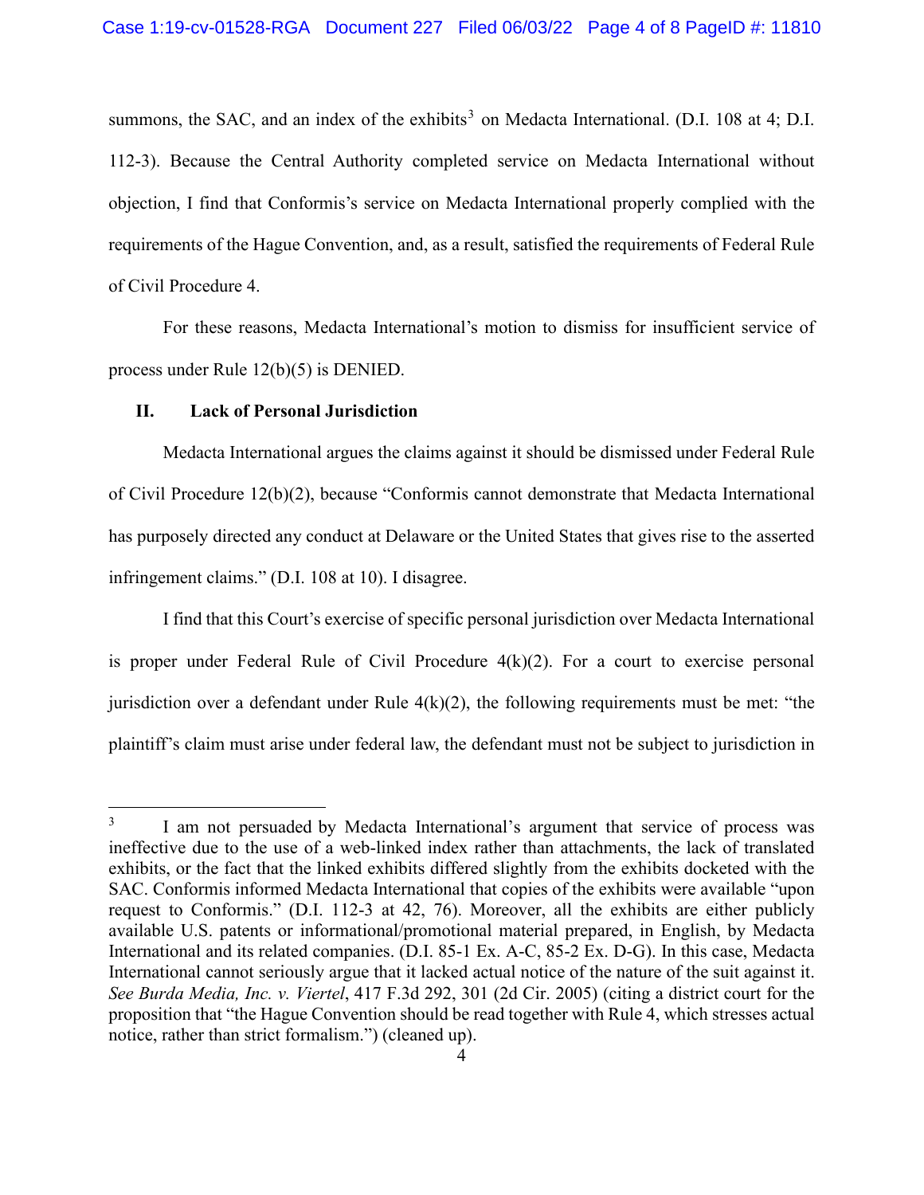summons, the SAC, and an index of the exhibits[3] on Medacta International. (D.I. 108 at 4; D.I. 112-3). Because the Central Authority completed service on Medacta International without objection, I find that Conformis's service on Medacta International properly complied with the requirements of the Hague Convention, and, as a result, satisfied the requirements of Federal Rule of Civil Procedure 4.

For these reasons, Medacta International's motion to dismiss for insufficient service of process under Rule 12(b)(5) is DENIED.

## II. Lack of Personal Jurisdiction

Medacta International argues the claims against it should be dismissed under Federal Rule of Civil Procedure 12(b)(2), because "Conformis cannot demonstrate that Medacta International has purposely directed any conduct at Delaware or the United States that gives rise to the asserted infringement claims." (D.I. 108 at 10). I disagree.

I find that this Court's exercise of specific personal jurisdiction over Medacta International is proper under Federal Rule of Civil Procedure 4(k)(2). For a court to exercise personal jurisdiction over a defendant under Rule 4(k)(2), the following requirements must be met: "the plaintiff's claim must arise under federal law, the defendant must not be subject to jurisdiction in

---

[3] I am not persuaded by Medacta International's argument that service of process was ineffective due to the use of a web-linked index rather than attachments, the lack of translated exhibits, or the fact that the linked exhibits differed slightly from the exhibits docketed with the SAC. Conformis informed Medacta International that copies of the exhibits were available "upon request to Conformis." (D.I. 112-3 at 42, 76). Moreover, all the exhibits are either publicly available U.S. patents or informational/promotional material prepared, in English, by Medacta International and its related companies. (D.I. 85-1 Ex. A-C, 85-2 Ex. D-G). In this case, Medacta International cannot seriously argue that it lacked actual notice of the nature of the suit against it. *See Burda Media, Inc. v. Viertel*, 417 F.3d 292, 301 (2d Cir. 2005) (citing a district court for the proposition that "the Hague Convention should be read together with Rule 4, which stresses actual notice, rather than strict formalism.") (cleaned up).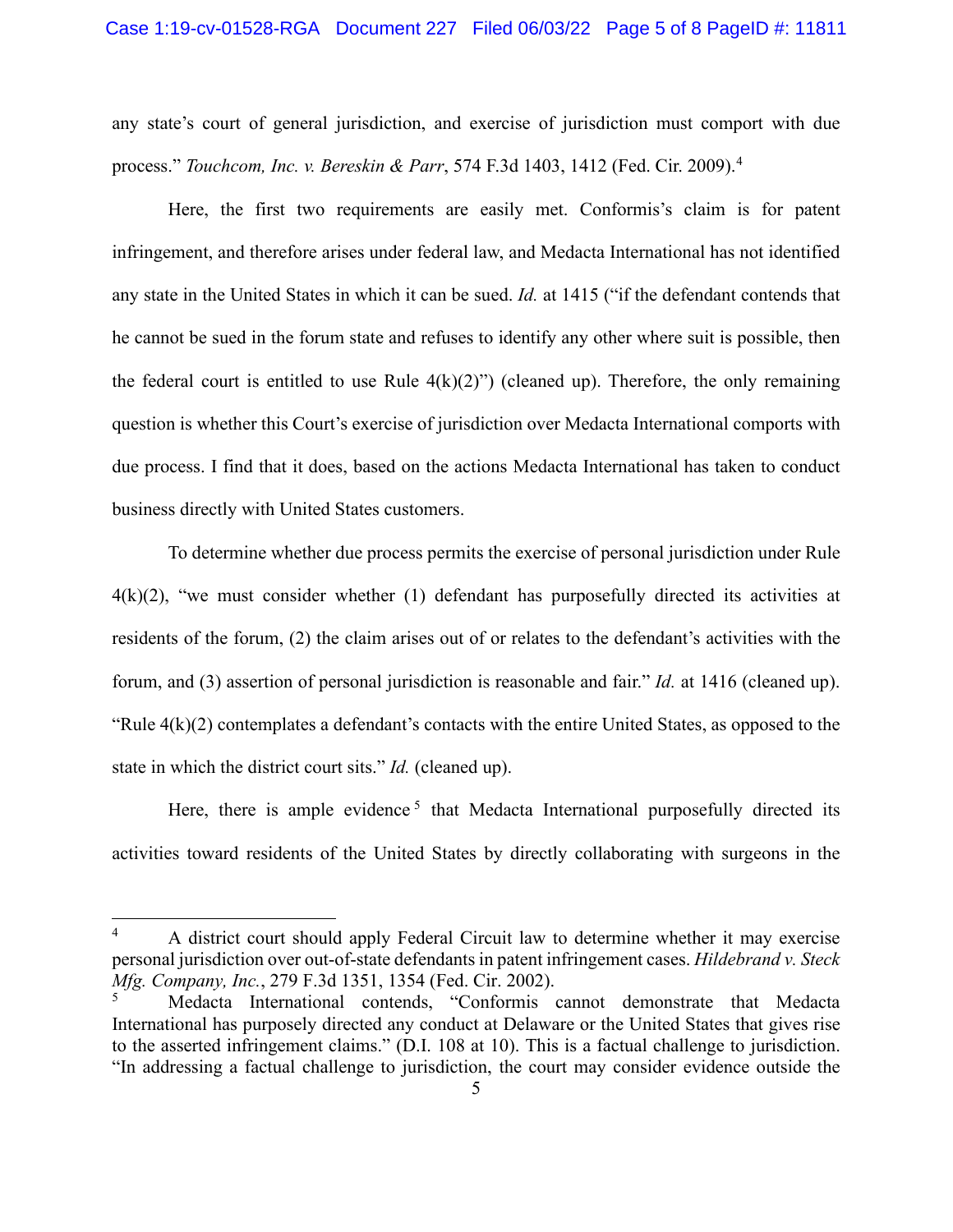any state's court of general jurisdiction, and exercise of jurisdiction must comport with due process." *Touchcom, Inc. v. Bereskin & Parr*, 574 F.3d 1403, 1412 (Fed. Cir. 2009).[4]

Here, the first two requirements are easily met. Conformis's claim is for patent infringement, and therefore arises under federal law, and Medacta International has not identified any state in the United States in which it can be sued. *Id.* at 1415 ("if the defendant contends that he cannot be sued in the forum state and refuses to identify any other where suit is possible, then the federal court is entitled to use Rule 4(k)(2)") (cleaned up). Therefore, the only remaining question is whether this Court's exercise of jurisdiction over Medacta International comports with due process. I find that it does, based on the actions Medacta International has taken to conduct business directly with United States customers.

To determine whether due process permits the exercise of personal jurisdiction under Rule 4(k)(2), "we must consider whether (1) defendant has purposefully directed its activities at residents of the forum, (2) the claim arises out of or relates to the defendant's activities with the forum, and (3) assertion of personal jurisdiction is reasonable and fair." *Id.* at 1416 (cleaned up). "Rule 4(k)(2) contemplates a defendant's contacts with the entire United States, as opposed to the state in which the district court sits." *Id.* (cleaned up).

Here, there is ample evidence[5] that Medacta International purposefully directed its activities toward residents of the United States by directly collaborating with surgeons in the

---

[4] A district court should apply Federal Circuit law to determine whether it may exercise personal jurisdiction over out-of-state defendants in patent infringement cases. *Hildebrand v. Steck Mfg. Company, Inc.*, 279 F.3d 1351, 1354 (Fed. Cir. 2002).

[5] Medacta International contends, "Conformis cannot demonstrate that Medacta International has purposely directed any conduct at Delaware or the United States that gives rise to the asserted infringement claims." (D.I. 108 at 10). This is a factual challenge to jurisdiction. "In addressing a factual challenge to jurisdiction, the court may consider evidence outside the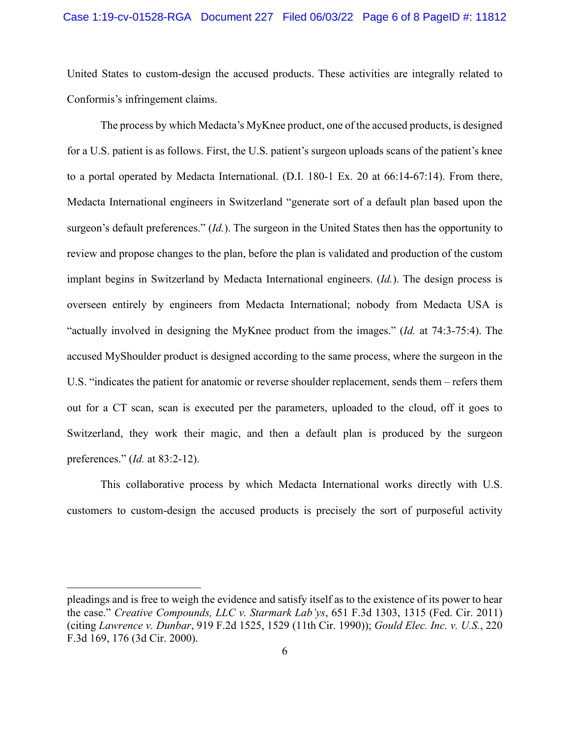United States to custom-design the accused products. These activities are integrally related to Conformis's infringement claims.

The process by which Medacta's MyKnee product, one of the accused products, is designed for a U.S. patient is as follows. First, the U.S. patient's surgeon uploads scans of the patient's knee to a portal operated by Medacta International. (D.I. 180-1 Ex. 20 at 66:14-67:14). From there, Medacta International engineers in Switzerland "generate sort of a default plan based upon the surgeon's default preferences." (*Id.*). The surgeon in the United States then has the opportunity to review and propose changes to the plan, before the plan is validated and production of the custom implant begins in Switzerland by Medacta International engineers. (*Id.*). The design process is overseen entirely by engineers from Medacta International; nobody from Medacta USA is "actually involved in designing the MyKnee product from the images." (*Id.* at 74:3-75:4). The accused MyShoulder product is designed according to the same process, where the surgeon in the U.S. "indicates the patient for anatomic or reverse shoulder replacement, sends them – refers them out for a CT scan, scan is executed per the parameters, uploaded to the cloud, off it goes to Switzerland, they work their magic, and then a default plan is produced by the surgeon preferences." (*Id.* at 83:2-12).

This collaborative process by which Medacta International works directly with U.S. customers to custom-design the accused products is precisely the sort of purposeful activity

---

pleadings and is free to weigh the evidence and satisfy itself as to the existence of its power to hear the case." *Creative Compounds, LLC v. Starmark Lab'ys*, 651 F.3d 1303, 1315 (Fed. Cir. 2011) (citing *Lawrence v. Dunbar*, 919 F.2d 1525, 1529 (11th Cir. 1990)); *Gould Elec. Inc. v. U.S.*, 220 F.3d 169, 176 (3d Cir. 2000).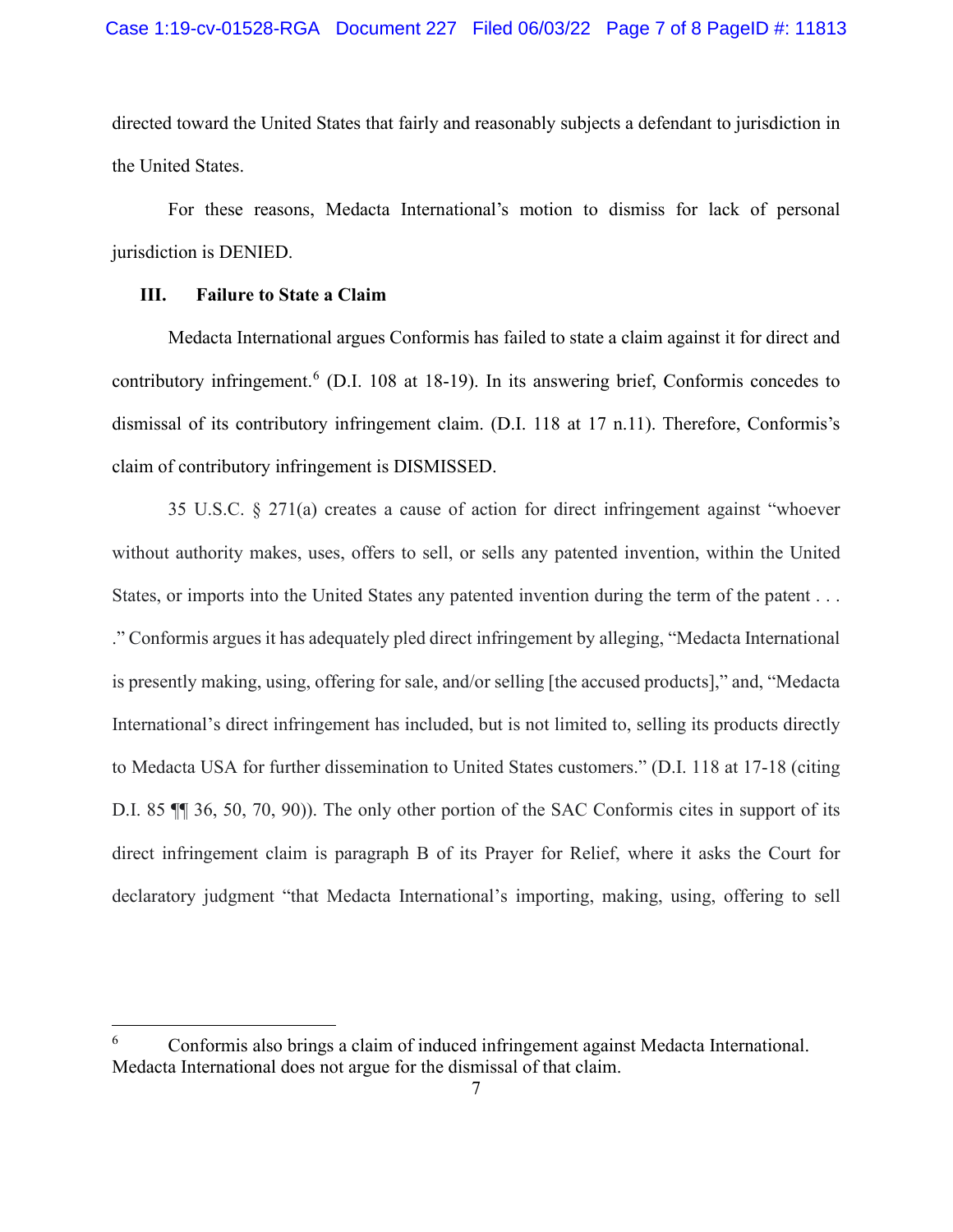directed toward the United States that fairly and reasonably subjects a defendant to jurisdiction in the United States.

For these reasons, Medacta International's motion to dismiss for lack of personal jurisdiction is DENIED.

### III. Failure to State a Claim

Medacta International argues Conformis has failed to state a claim against it for direct and contributory infringement.[6] (D.I. 108 at 18-19). In its answering brief, Conformis concedes to dismissal of its contributory infringement claim. (D.I. 118 at 17 n.11). Therefore, Conformis's claim of contributory infringement is DISMISSED.

35 U.S.C. § 271(a) creates a cause of action for direct infringement against "whoever without authority makes, uses, offers to sell, or sells any patented invention, within the United States, or imports into the United States any patented invention during the term of the patent . . . ." Conformis argues it has adequately pled direct infringement by alleging, "Medacta International is presently making, using, offering for sale, and/or selling [the accused products]," and, "Medacta International's direct infringement has included, but is not limited to, selling its products directly to Medacta USA for further dissemination to United States customers." (D.I. 118 at 17-18 (citing D.I. 85 ¶¶ 36, 50, 70, 90)). The only other portion of the SAC Conformis cites in support of its direct infringement claim is paragraph B of its Prayer for Relief, where it asks the Court for declaratory judgment "that Medacta International's importing, making, using, offering to sell

---

[6] Conformis also brings a claim of induced infringement against Medacta International. Medacta International does not argue for the dismissal of that claim.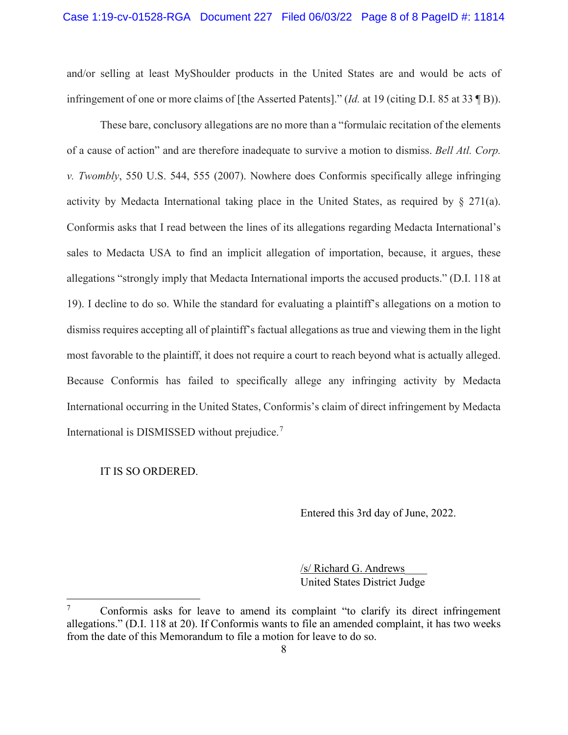and/or selling at least MyShoulder products in the United States are and would be acts of infringement of one or more claims of [the Asserted Patents]." (*Id.* at 19 (citing D.I. 85 at 33 ¶ B)).

These bare, conclusory allegations are no more than a "formulaic recitation of the elements of a cause of action" and are therefore inadequate to survive a motion to dismiss. *Bell Atl. Corp. v. Twombly*, 550 U.S. 544, 555 (2007). Nowhere does Conformis specifically allege infringing activity by Medacta International taking place in the United States, as required by § 271(a). Conformis asks that I read between the lines of its allegations regarding Medacta International's sales to Medacta USA to find an implicit allegation of importation, because, it argues, these allegations "strongly imply that Medacta International imports the accused products." (D.I. 118 at 19). I decline to do so. While the standard for evaluating a plaintiff's allegations on a motion to dismiss requires accepting all of plaintiff's factual allegations as true and viewing them in the light most favorable to the plaintiff, it does not require a court to reach beyond what is actually alleged. Because Conformis has failed to specifically allege any infringing activity by Medacta International occurring in the United States, Conformis's claim of direct infringement by Medacta International is DISMISSED without prejudice.[7]

IT IS SO ORDERED.

Entered this 3rd day of June, 2022.

/s/ Richard G. Andrews
United States District Judge

---

[7] Conformis asks for leave to amend its complaint "to clarify its direct infringement allegations." (D.I. 118 at 20). If Conformis wants to file an amended complaint, it has two weeks from the date of this Memorandum to file a motion for leave to do so.